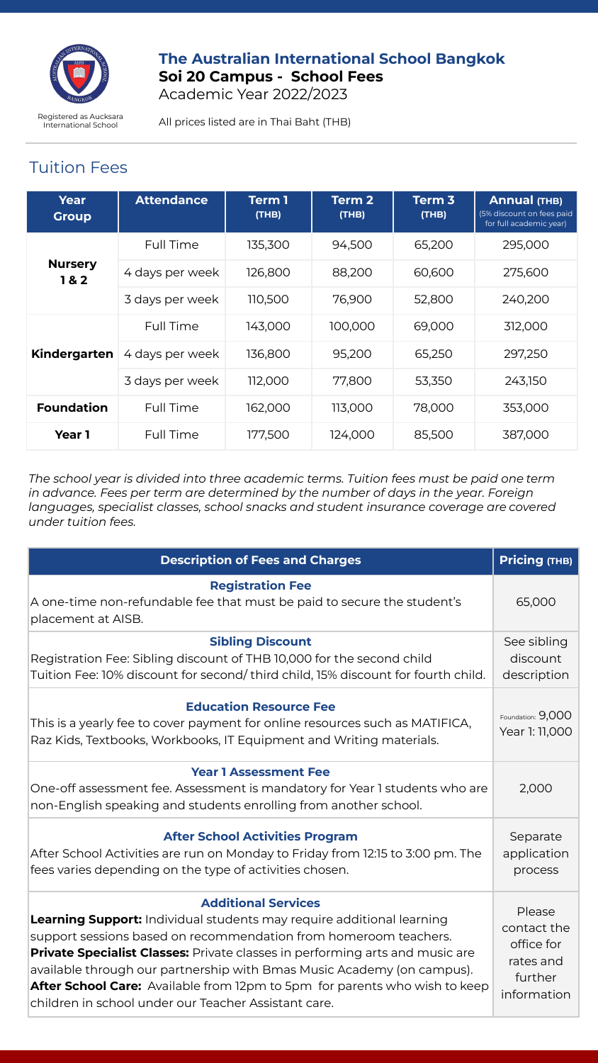# The Australian International School Bangkok

**Soi 20 Campus - School Fees**

Academic Year 2022/2023

Registered as Aucksara International School

All prices listed are in Thai Baht (THB)

## Tuition Fees

| Year Group | Attendance | Term 1 (THB) | Term 2 (THB) | Term 3 (THB) | Annual (THB) (5% discount on fees paid for full academic year) |
|---|---|---|---|---|---|
| Nursery 1 & 2 | Full Time | 135,300 | 94,500 | 65,200 | 295,000 |
| | 4 days per week | 126,800 | 88,200 | 60,600 | 275,600 |
| | 3 days per week | 110,500 | 76,900 | 52,800 | 240,200 |
| Kindergarten | Full Time | 143,000 | 100,000 | 69,000 | 312,000 |
| | 4 days per week | 136,800 | 95,200 | 65,250 | 297,250 |
| | 3 days per week | 112,000 | 77,800 | 53,350 | 243,150 |
| Foundation | Full Time | 162,000 | 113,000 | 78,000 | 353,000 |
| Year 1 | Full Time | 177,500 | 124,000 | 85,500 | 387,000 |

*The school year is divided into three academic terms. Tuition fees must be paid one term in advance. Fees per term are determined by the number of days in the year. Foreign languages, specialist classes, school snacks and student insurance coverage are covered under tuition fees.*

| Description of Fees and Charges | Pricing (THB) |
|---|---|
| **Registration Fee**<br>A one-time non-refundable fee that must be paid to secure the student's placement at AISB. | 65,000 |
| **Sibling Discount**<br>Registration Fee: Sibling discount of THB 10,000 for the second child<br>Tuition Fee: 10% discount for second/ third child, 15% discount for fourth child. | See sibling discount description |
| **Education Resource Fee**<br>This is a yearly fee to cover payment for online resources such as MATIFICA, Raz Kids, Textbooks, Workbooks, IT Equipment and Writing materials. | Foundation: 9,000<br>Year 1: 11,000 |
| **Year 1 Assessment Fee**<br>One-off assessment fee. Assessment is mandatory for Year 1 students who are non-English speaking and students enrolling from another school. | 2,000 |
| **After School Activities Program**<br>After School Activities are run on Monday to Friday from 12:15 to 3:00 pm. The fees varies depending on the type of activities chosen. | Separate application process |
| **Additional Services**<br>**Learning Support:** Individual students may require additional learning support sessions based on recommendation from homeroom teachers.<br>**Private Specialist Classes:** Private classes in performing arts and music are available through our partnership with Bmas Music Academy (on campus).<br>**After School Care:** Available from 12pm to 5pm for parents who wish to keep children in school under our Teacher Assistant care. | Please contact the office for rates and further information |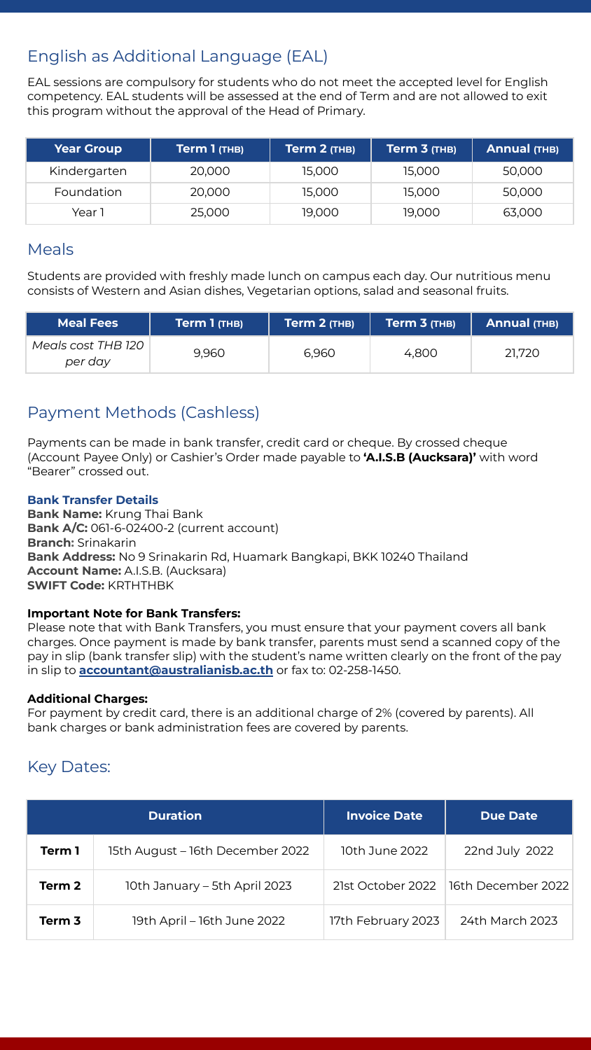## English as Additional Language (EAL)

EAL sessions are compulsory for students who do not meet the accepted level for English competency. EAL students will be assessed at the end of Term and are not allowed to exit this program without the approval of the Head of Primary.

| Year Group | Term 1 (THB) | Term 2 (THB) | Term 3 (THB) | Annual (THB) |
|---|---|---|---|---|
| Kindergarten | 20,000 | 15,000 | 15,000 | 50,000 |
| Foundation | 20,000 | 15,000 | 15,000 | 50,000 |
| Year 1 | 25,000 | 19,000 | 19,000 | 63,000 |

## Meals

Students are provided with freshly made lunch on campus each day. Our nutritious menu consists of Western and Asian dishes, Vegetarian options, salad and seasonal fruits.

| Meal Fees | Term 1 (THB) | Term 2 (THB) | Term 3 (THB) | Annual (THB) |
|---|---|---|---|---|
| *Meals cost THB 120 per day* | 9,960 | 6,960 | 4,800 | 21,720 |

## Payment Methods (Cashless)

Payments can be made in bank transfer, credit card or cheque. By crossed cheque (Account Payee Only) or Cashier's Order made payable to **'A.I.S.B (Aucksara)'** with word "Bearer" crossed out.

**Bank Transfer Details**
**Bank Name:** Krung Thai Bank
**Bank A/C:** 061-6-02400-2 (current account)
**Branch:** Srinakarin
**Bank Address:** No 9 Srinakarin Rd, Huamark Bangkapi, BKK 10240 Thailand
**Account Name:** A.I.S.B. (Aucksara)
**SWIFT Code:** KRTHTHBK

**Important Note for Bank Transfers:**
Please note that with Bank Transfers, you must ensure that your payment covers all bank charges. Once payment is made by bank transfer, parents must send a scanned copy of the pay in slip (bank transfer slip) with the student's name written clearly on the front of the pay in slip to **accountant@australianisb.ac.th** or fax to: 02-258-1450.

**Additional Charges:**
For payment by credit card, there is an additional charge of 2% (covered by parents). All bank charges or bank administration fees are covered by parents.

## Key Dates:

| Duration | | Invoice Date | Due Date |
|---|---|---|---|
| **Term 1** | 15th August – 16th December 2022 | 10th June 2022 | 22nd July 2022 |
| **Term 2** | 10th January – 5th April 2023 | 21st October 2022 | 16th December 2022 |
| **Term 3** | 19th April – 16th June 2022 | 17th February 2023 | 24th March 2023 |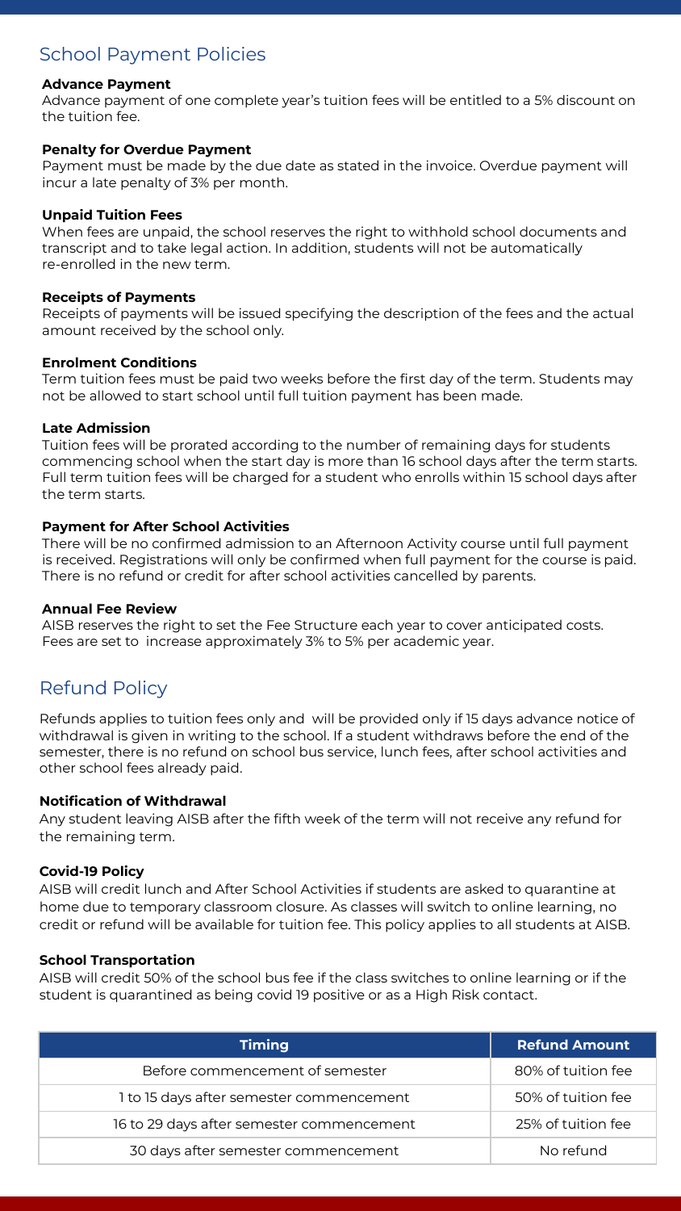## School Payment Policies

**Advance Payment**
Advance payment of one complete year's tuition fees will be entitled to a 5% discount on the tuition fee.

**Penalty for Overdue Payment**
Payment must be made by the due date as stated in the invoice. Overdue payment will incur a late penalty of 3% per month.

**Unpaid Tuition Fees**
When fees are unpaid, the school reserves the right to withhold school documents and transcript and to take legal action. In addition, students will not be automatically re-enrolled in the new term.

**Receipts of Payments**
Receipts of payments will be issued specifying the description of the fees and the actual amount received by the school only.

**Enrolment Conditions**
Term tuition fees must be paid two weeks before the first day of the term. Students may not be allowed to start school until full tuition payment has been made.

**Late Admission**
Tuition fees will be prorated according to the number of remaining days for students commencing school when the start day is more than 16 school days after the term starts. Full term tuition fees will be charged for a student who enrolls within 15 school days after the term starts.

**Payment for After School Activities**
There will be no confirmed admission to an Afternoon Activity course until full payment is received. Registrations will only be confirmed when full payment for the course is paid. There is no refund or credit for after school activities cancelled by parents.

**Annual Fee Review**
AISB reserves the right to set the Fee Structure each year to cover anticipated costs. Fees are set to increase approximately 3% to 5% per academic year.

## Refund Policy

Refunds applies to tuition fees only and will be provided only if 15 days advance notice of withdrawal is given in writing to the school. If a student withdraws before the end of the semester, there is no refund on school bus service, lunch fees, after school activities and other school fees already paid.

**Notification of Withdrawal**
Any student leaving AISB after the fifth week of the term will not receive any refund for the remaining term.

**Covid-19 Policy**
AISB will credit lunch and After School Activities if students are asked to quarantine at home due to temporary classroom closure. As classes will switch to online learning, no credit or refund will be available for tuition fee. This policy applies to all students at AISB.

**School Transportation**
AISB will credit 50% of the school bus fee if the class switches to online learning or if the student is quarantined as being covid 19 positive or as a High Risk contact.

| Timing | Refund Amount |
|---|---|
| Before commencement of semester | 80% of tuition fee |
| 1 to 15 days after semester commencement | 50% of tuition fee |
| 16 to 29 days after semester commencement | 25% of tuition fee |
| 30 days after semester commencement | No refund |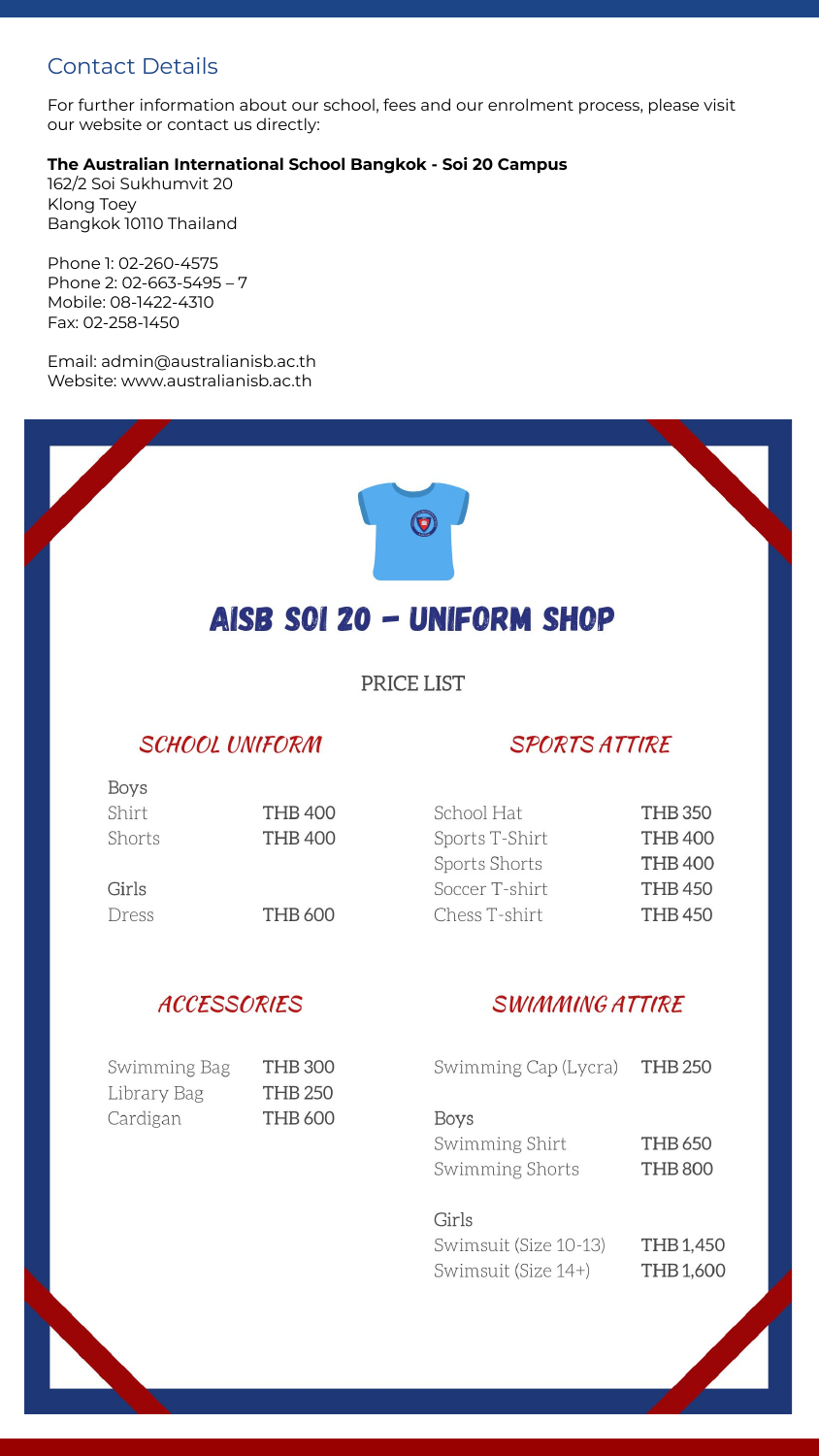## Contact Details

For further information about our school, fees and our enrolment process, please visit our website or contact us directly:

**The Australian International School Bangkok - Soi 20 Campus**
162/2 Soi Sukhumvit 20
Klong Toey
Bangkok 10110 Thailand

Phone 1: 02-260-4575
Phone 2: 02-663-5495 – 7
Mobile: 08-1422-4310
Fax: 02-258-1450

Email: admin@australianisb.ac.th
Website: www.australianisb.ac.th

# AISB SOI 20 - UNIFORM SHOP

PRICE LIST

### *SCHOOL UNIFORM*

| Item | Price |
|---|---|
| **Boys** | |
| Shirt | THB 400 |
| Shorts | THB 400 |
| **Girls** | |
| Dress | THB 600 |

### *SPORTS ATTIRE*

| Item | Price |
|---|---|
| School Hat | THB 350 |
| Sports T-Shirt | THB 400 |
| Sports Shorts | THB 400 |
| Soccer T-shirt | THB 450 |
| Chess T-shirt | THB 450 |

### *ACCESSORIES*

| Item | Price |
|---|---|
| Swimming Bag | THB 300 |
| Library Bag | THB 250 |
| Cardigan | THB 600 |

### *SWIMMING ATTIRE*

| Item | Price |
|---|---|
| Swimming Cap (Lycra) | THB 250 |
| **Boys** | |
| Swimming Shirt | THB 650 |
| Swimming Shorts | THB 800 |
| **Girls** | |
| Swimsuit (Size 10-13) | THB 1,450 |
| Swimsuit (Size 14+) | THB 1,600 |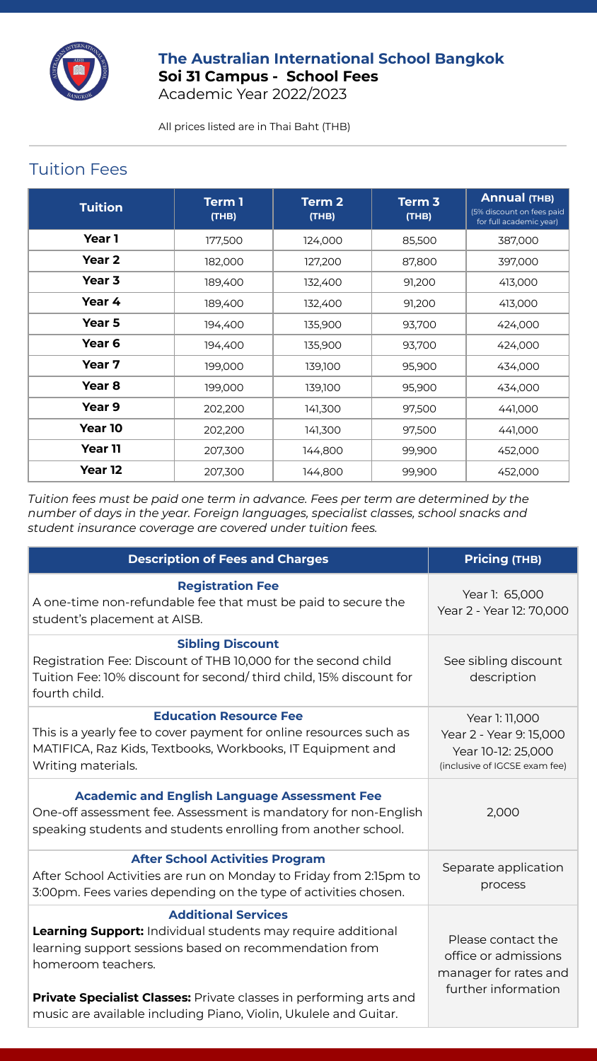# The Australian International School Bangkok

## Soi 31 Campus - School Fees

Academic Year 2022/2023

All prices listed are in Thai Baht (THB)

## Tuition Fees

| Tuition | Term 1 (THB) | Term 2 (THB) | Term 3 (THB) | Annual (THB) (5% discount on fees paid for full academic year) |
|---|---|---|---|---|
| **Year 1** | 177,500 | 124,000 | 85,500 | 387,000 |
| **Year 2** | 182,000 | 127,200 | 87,800 | 397,000 |
| **Year 3** | 189,400 | 132,400 | 91,200 | 413,000 |
| **Year 4** | 189,400 | 132,400 | 91,200 | 413,000 |
| **Year 5** | 194,400 | 135,900 | 93,700 | 424,000 |
| **Year 6** | 194,400 | 135,900 | 93,700 | 424,000 |
| **Year 7** | 199,000 | 139,100 | 95,900 | 434,000 |
| **Year 8** | 199,000 | 139,100 | 95,900 | 434,000 |
| **Year 9** | 202,200 | 141,300 | 97,500 | 441,000 |
| **Year 10** | 202,200 | 141,300 | 97,500 | 441,000 |
| **Year 11** | 207,300 | 144,800 | 99,900 | 452,000 |
| **Year 12** | 207,300 | 144,800 | 99,900 | 452,000 |

*Tuition fees must be paid one term in advance. Fees per term are determined by the number of days in the year. Foreign languages, specialist classes, school snacks and student insurance coverage are covered under tuition fees.*

| Description of Fees and Charges | Pricing (THB) |
|---|---|
| **Registration Fee**<br>A one-time non-refundable fee that must be paid to secure the student's placement at AISB. | Year 1: 65,000<br>Year 2 - Year 12: 70,000 |
| **Sibling Discount**<br>Registration Fee: Discount of THB 10,000 for the second child<br>Tuition Fee: 10% discount for second/ third child, 15% discount for fourth child. | See sibling discount description |
| **Education Resource Fee**<br>This is a yearly fee to cover payment for online resources such as MATIFICA, Raz Kids, Textbooks, Workbooks, IT Equipment and Writing materials. | Year 1: 11,000<br>Year 2 - Year 9: 15,000<br>Year 10-12: 25,000<br>(inclusive of IGCSE exam fee) |
| **Academic and English Language Assessment Fee**<br>One-off assessment fee. Assessment is mandatory for non-English speaking students and students enrolling from another school. | 2,000 |
| **After School Activities Program**<br>After School Activities are run on Monday to Friday from 2:15pm to 3:00pm. Fees varies depending on the type of activities chosen. | Separate application process |
| **Additional Services**<br>**Learning Support:** Individual students may require additional learning support sessions based on recommendation from homeroom teachers.<br><br>**Private Specialist Classes:** Private classes in performing arts and music are available including Piano, Violin, Ukulele and Guitar. | Please contact the office or admissions manager for rates and further information |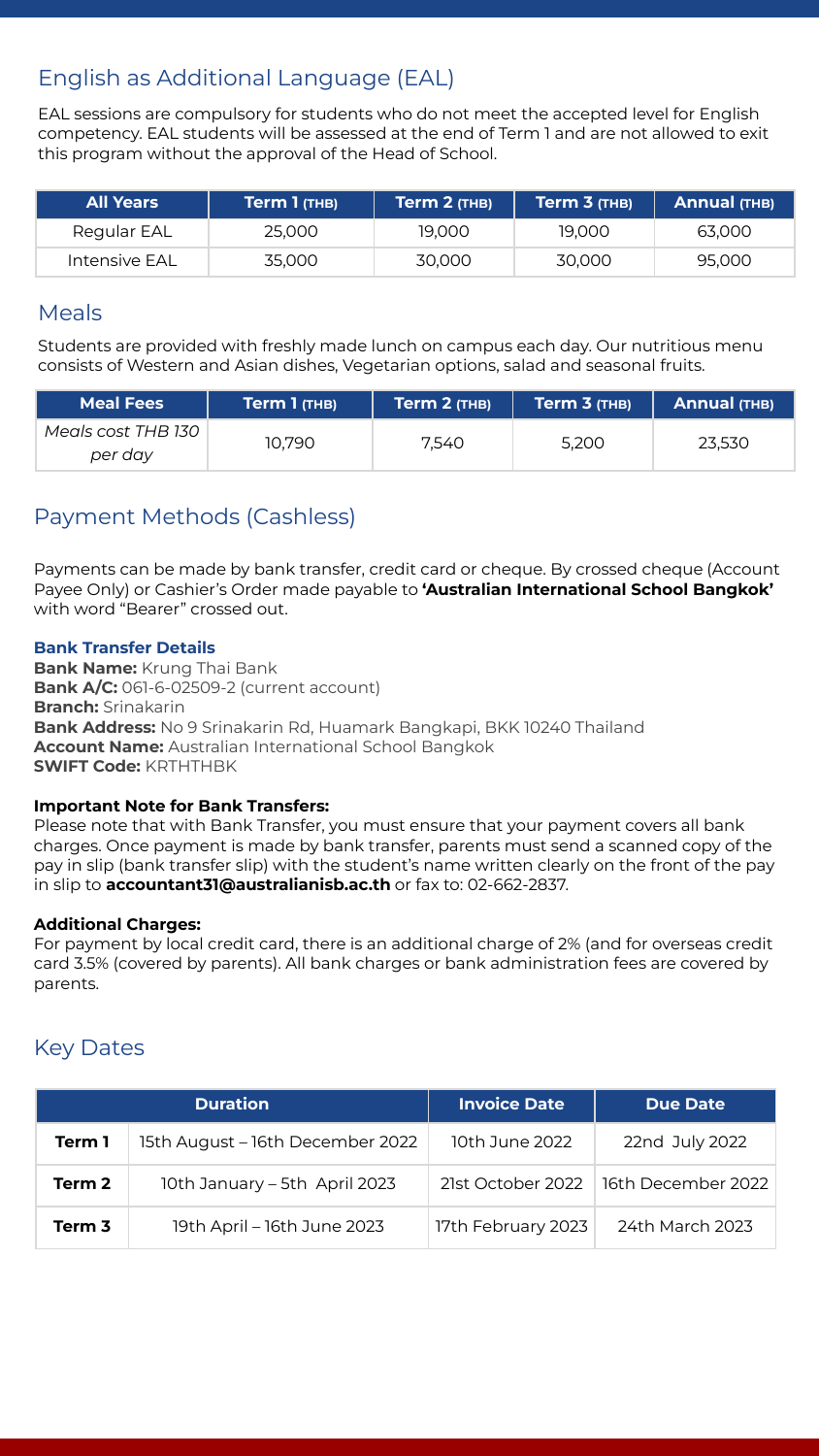## English as Additional Language (EAL)

EAL sessions are compulsory for students who do not meet the accepted level for English competency. EAL students will be assessed at the end of Term 1 and are not allowed to exit this program without the approval of the Head of School.

| All Years | Term 1 (THB) | Term 2 (THB) | Term 3 (THB) | Annual (THB) |
| --- | --- | --- | --- | --- |
| Regular EAL | 25,000 | 19,000 | 19,000 | 63,000 |
| Intensive EAL | 35,000 | 30,000 | 30,000 | 95,000 |

## Meals

Students are provided with freshly made lunch on campus each day. Our nutritious menu consists of Western and Asian dishes, Vegetarian options, salad and seasonal fruits.

| Meal Fees | Term 1 (THB) | Term 2 (THB) | Term 3 (THB) | Annual (THB) |
| --- | --- | --- | --- | --- |
| *Meals cost THB 130 per day* | 10,790 | 7,540 | 5,200 | 23,530 |

## Payment Methods (Cashless)

Payments can be made by bank transfer, credit card or cheque. By crossed cheque (Account Payee Only) or Cashier's Order made payable to **'Australian International School Bangkok'** with word "Bearer" crossed out.

**Bank Transfer Details**

**Bank Name:** Krung Thai Bank
**Bank A/C:** 061-6-02509-2 (current account)
**Branch:** Srinakarin
**Bank Address:** No 9 Srinakarin Rd, Huamark Bangkapi, BKK 10240 Thailand
**Account Name:** Australian International School Bangkok
**SWIFT Code:** KRTHTHBK

**Important Note for Bank Transfers:**
Please note that with Bank Transfer, you must ensure that your payment covers all bank charges. Once payment is made by bank transfer, parents must send a scanned copy of the pay in slip (bank transfer slip) with the student's name written clearly on the front of the pay in slip to **accountant31@australianisb.ac.th** or fax to: 02-662-2837.

**Additional Charges:**
For payment by local credit card, there is an additional charge of 2% (and for overseas credit card 3.5% (covered by parents). All bank charges or bank administration fees are covered by parents.

## Key Dates

| Duration | | Invoice Date | Due Date |
| --- | --- | --- | --- |
| **Term 1** | 15th August – 16th December 2022 | 10th June 2022 | 22nd July 2022 |
| **Term 2** | 10th January – 5th April 2023 | 21st October 2022 | 16th December 2022 |
| **Term 3** | 19th April – 16th June 2023 | 17th February 2023 | 24th March 2023 |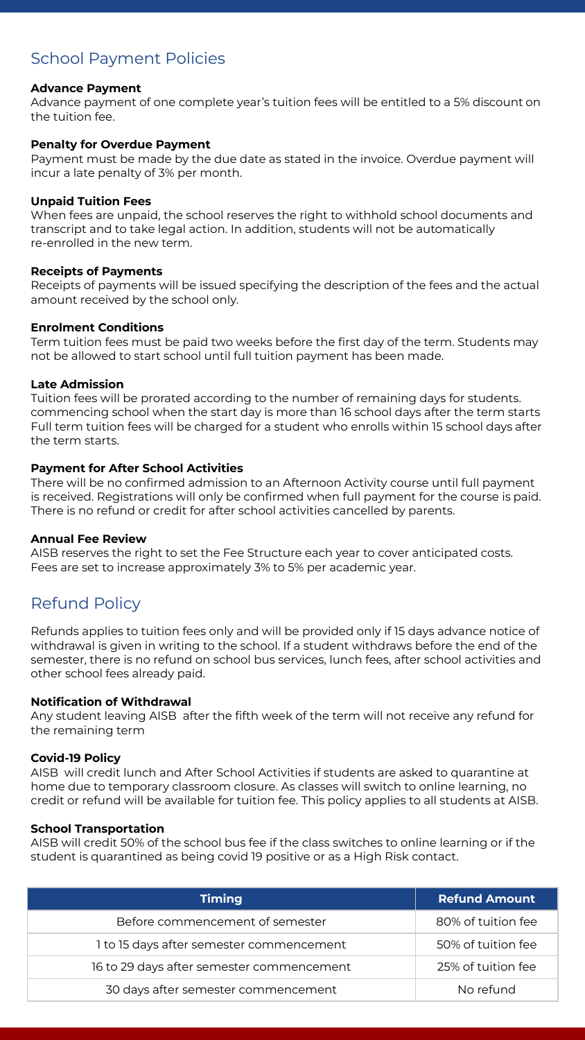## School Payment Policies

**Advance Payment**
Advance payment of one complete year's tuition fees will be entitled to a 5% discount on the tuition fee.

**Penalty for Overdue Payment**
Payment must be made by the due date as stated in the invoice. Overdue payment will incur a late penalty of 3% per month.

**Unpaid Tuition Fees**
When fees are unpaid, the school reserves the right to withhold school documents and transcript and to take legal action. In addition, students will not be automatically re-enrolled in the new term.

**Receipts of Payments**
Receipts of payments will be issued specifying the description of the fees and the actual amount received by the school only.

**Enrolment Conditions**
Term tuition fees must be paid two weeks before the first day of the term. Students may not be allowed to start school until full tuition payment has been made.

**Late Admission**
Tuition fees will be prorated according to the number of remaining days for students. commencing school when the start day is more than 16 school days after the term starts Full term tuition fees will be charged for a student who enrolls within 15 school days after the term starts.

**Payment for After School Activities**
There will be no confirmed admission to an Afternoon Activity course until full payment is received. Registrations will only be confirmed when full payment for the course is paid. There is no refund or credit for after school activities cancelled by parents.

**Annual Fee Review**
AISB reserves the right to set the Fee Structure each year to cover anticipated costs. Fees are set to increase approximately 3% to 5% per academic year.

## Refund Policy

Refunds applies to tuition fees only and will be provided only if 15 days advance notice of withdrawal is given in writing to the school. If a student withdraws before the end of the semester, there is no refund on school bus services, lunch fees, after school activities and other school fees already paid.

**Notification of Withdrawal**
Any student leaving AISB after the fifth week of the term will not receive any refund for the remaining term

**Covid-19 Policy**
AISB will credit lunch and After School Activities if students are asked to quarantine at home due to temporary classroom closure. As classes will switch to online learning, no credit or refund will be available for tuition fee. This policy applies to all students at AISB.

**School Transportation**
AISB will credit 50% of the school bus fee if the class switches to online learning or if the student is quarantined as being covid 19 positive or as a High Risk contact.

| Timing | Refund Amount |
|---|---|
| Before commencement of semester | 80% of tuition fee |
| 1 to 15 days after semester commencement | 50% of tuition fee |
| 16 to 29 days after semester commencement | 25% of tuition fee |
| 30 days after semester commencement | No refund |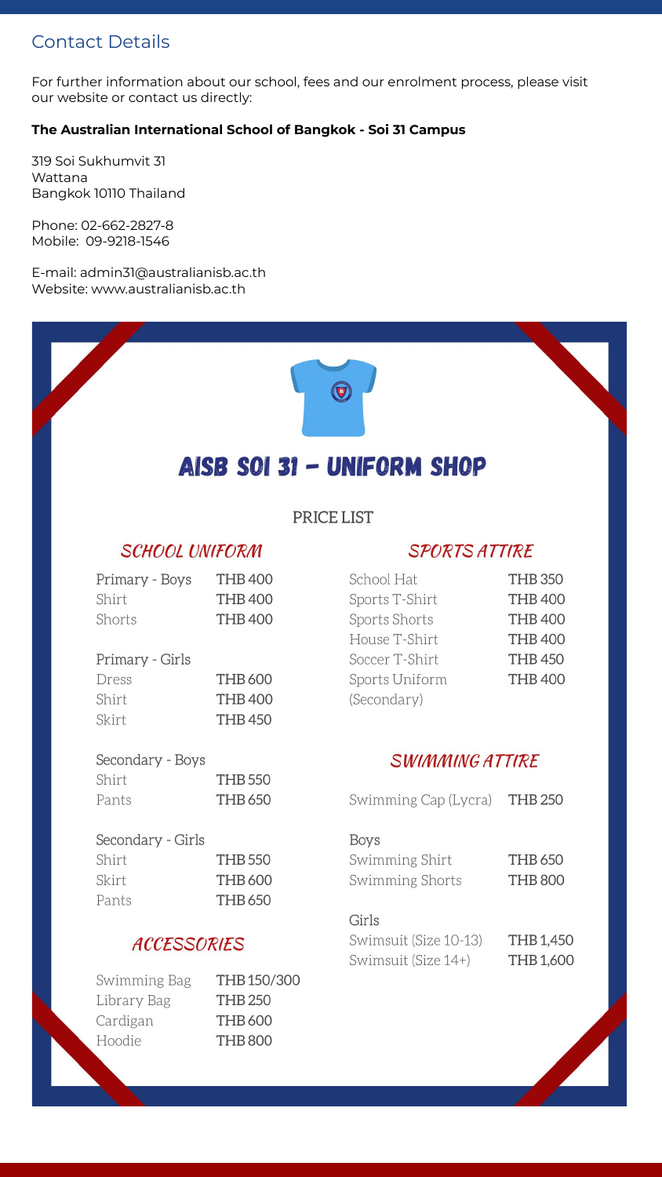## Contact Details

For further information about our school, fees and our enrolment process, please visit our website or contact us directly:

**The Australian International School of Bangkok - Soi 31 Campus**

319 Soi Sukhumvit 31
Wattana
Bangkok 10110 Thailand

Phone: 02-662-2827-8
Mobile: 09-9218-1546

E-mail: admin31@australianisb.ac.th
Website: www.australianisb.ac.th

# AISB SOI 31 - UNIFORM SHOP

PRICE LIST

### SCHOOL UNIFORM

| | |
|---|---|
| **Primary - Boys** | THB 400 |
| Shirt | THB 400 |
| Shorts | THB 400 |
| **Primary - Girls** | |
| Dress | THB 600 |
| Shirt | THB 400 |
| Skirt | THB 450 |
| **Secondary - Boys** | |
| Shirt | THB 550 |
| Pants | THB 650 |
| **Secondary - Girls** | |
| Shirt | THB 550 |
| Skirt | THB 600 |
| Pants | THB 650 |

### ACCESSORIES

| | |
|---|---|
| Swimming Bag | THB 150/300 |
| Library Bag | THB 250 |
| Cardigan | THB 600 |
| Hoodie | THB 800 |

### SPORTS ATTIRE

| | |
|---|---|
| School Hat | THB 350 |
| Sports T-Shirt | THB 400 |
| Sports Shorts | THB 400 |
| House T-Shirt | THB 400 |
| Soccer T-Shirt | THB 450 |
| Sports Uniform (Secondary) | THB 400 |

### SWIMMING ATTIRE

| | |
|---|---|
| Swimming Cap (Lycra) | THB 250 |
| **Boys** | |
| Swimming Shirt | THB 650 |
| Swimming Shorts | THB 800 |
| **Girls** | |
| Swimsuit (Size 10-13) | THB 1,450 |
| Swimsuit (Size 14+) | THB 1,600 |